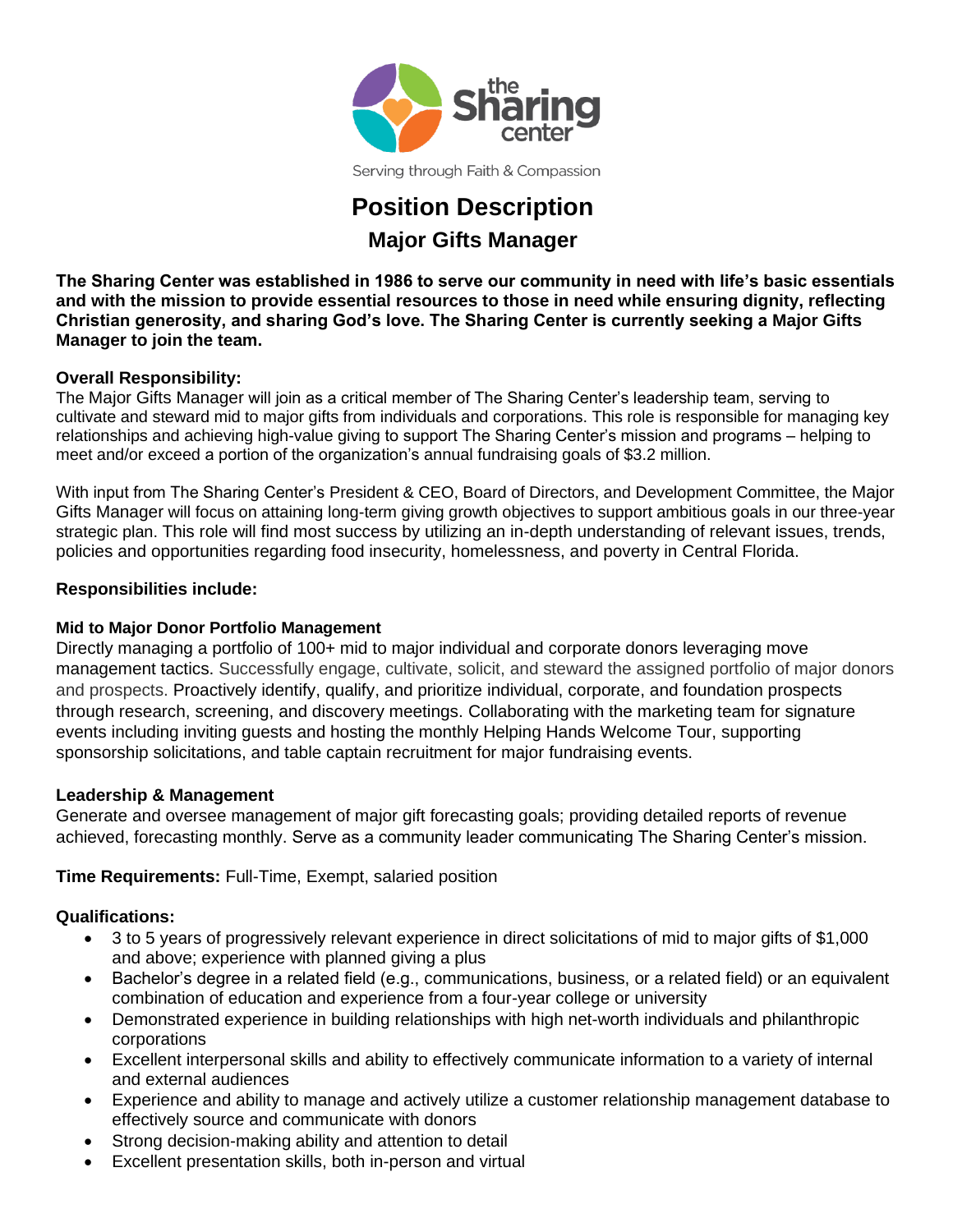the Sharing center

Serving through Faith & Compassion

# Position Description

## Major Gifts Manager

**The Sharing Center was established in 1986 to serve our community in need with life's basic essentials and with the mission to provide essential resources to those in need while ensuring dignity, reflecting Christian generosity, and sharing God's love. The Sharing Center is currently seeking a Major Gifts Manager to join the team.**

**Overall Responsibility:**

The Major Gifts Manager will join as a critical member of The Sharing Center's leadership team, serving to cultivate and steward mid to major gifts from individuals and corporations. This role is responsible for managing key relationships and achieving high-value giving to support The Sharing Center's mission and programs – helping to meet and/or exceed a portion of the organization's annual fundraising goals of $3.2 million.

With input from The Sharing Center's President & CEO, Board of Directors, and Development Committee, the Major Gifts Manager will focus on attaining long-term giving growth objectives to support ambitious goals in our three-year strategic plan. This role will find most success by utilizing an in-depth understanding of relevant issues, trends, policies and opportunities regarding food insecurity, homelessness, and poverty in Central Florida.

**Responsibilities include:**

**Mid to Major Donor Portfolio Management**

Directly managing a portfolio of 100+ mid to major individual and corporate donors leveraging move management tactics. Successfully engage, cultivate, solicit, and steward the assigned portfolio of major donors and prospects. Proactively identify, qualify, and prioritize individual, corporate, and foundation prospects through research, screening, and discovery meetings. Collaborating with the marketing team for signature events including inviting guests and hosting the monthly Helping Hands Welcome Tour, supporting sponsorship solicitations, and table captain recruitment for major fundraising events.

**Leadership & Management**

Generate and oversee management of major gift forecasting goals; providing detailed reports of revenue achieved, forecasting monthly. Serve as a community leader communicating The Sharing Center's mission.

**Time Requirements:** Full-Time, Exempt, salaried position

**Qualifications:**

- 3 to 5 years of progressively relevant experience in direct solicitations of mid to major gifts of $1,000 and above; experience with planned giving a plus
- Bachelor's degree in a related field (e.g., communications, business, or a related field) or an equivalent combination of education and experience from a four-year college or university
- Demonstrated experience in building relationships with high net-worth individuals and philanthropic corporations
- Excellent interpersonal skills and ability to effectively communicate information to a variety of internal and external audiences
- Experience and ability to manage and actively utilize a customer relationship management database to effectively source and communicate with donors
- Strong decision-making ability and attention to detail
- Excellent presentation skills, both in-person and virtual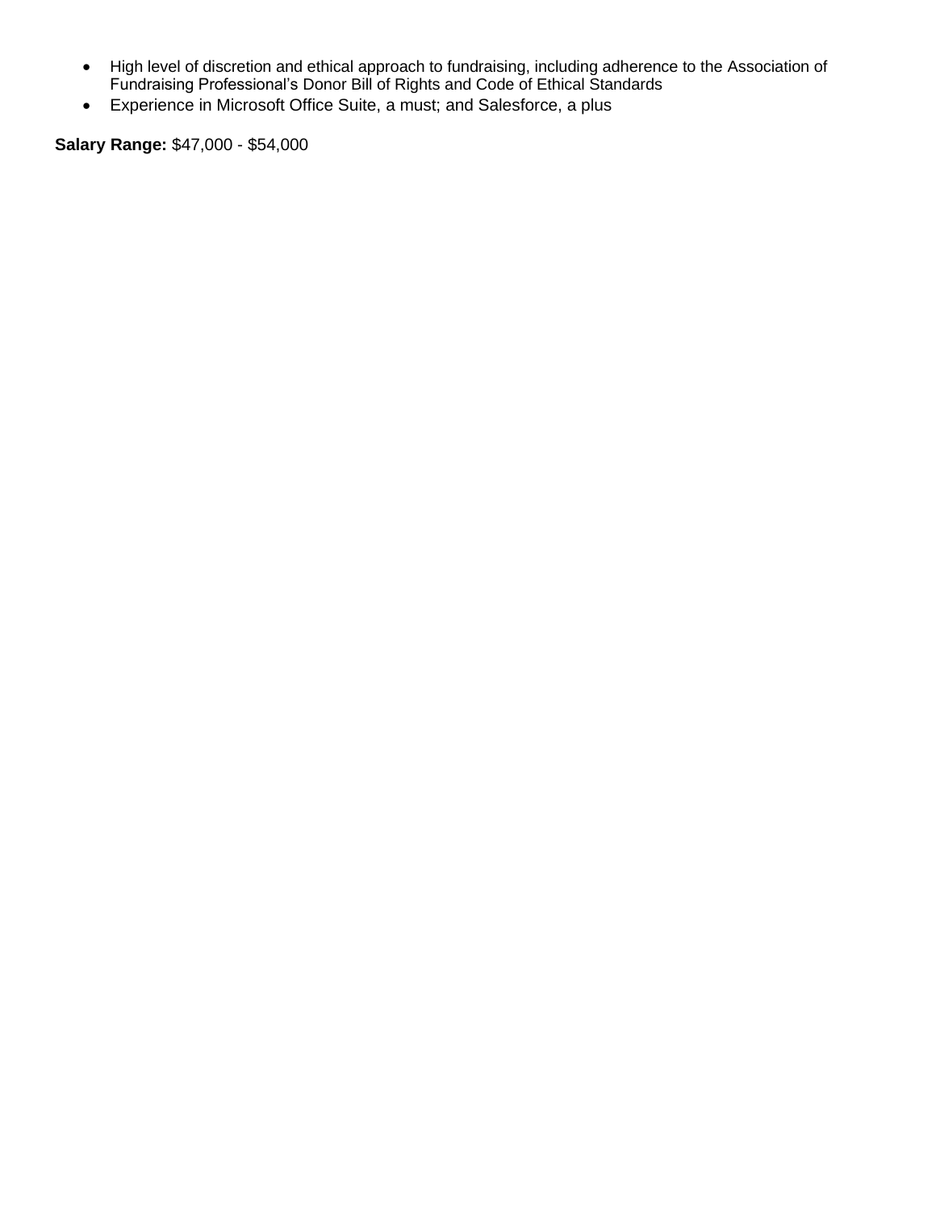- High level of discretion and ethical approach to fundraising, including adherence to the Association of Fundraising Professional's Donor Bill of Rights and Code of Ethical Standards
- Experience in Microsoft Office Suite, a must; and Salesforce, a plus

**Salary Range:** $47,000 - $54,000